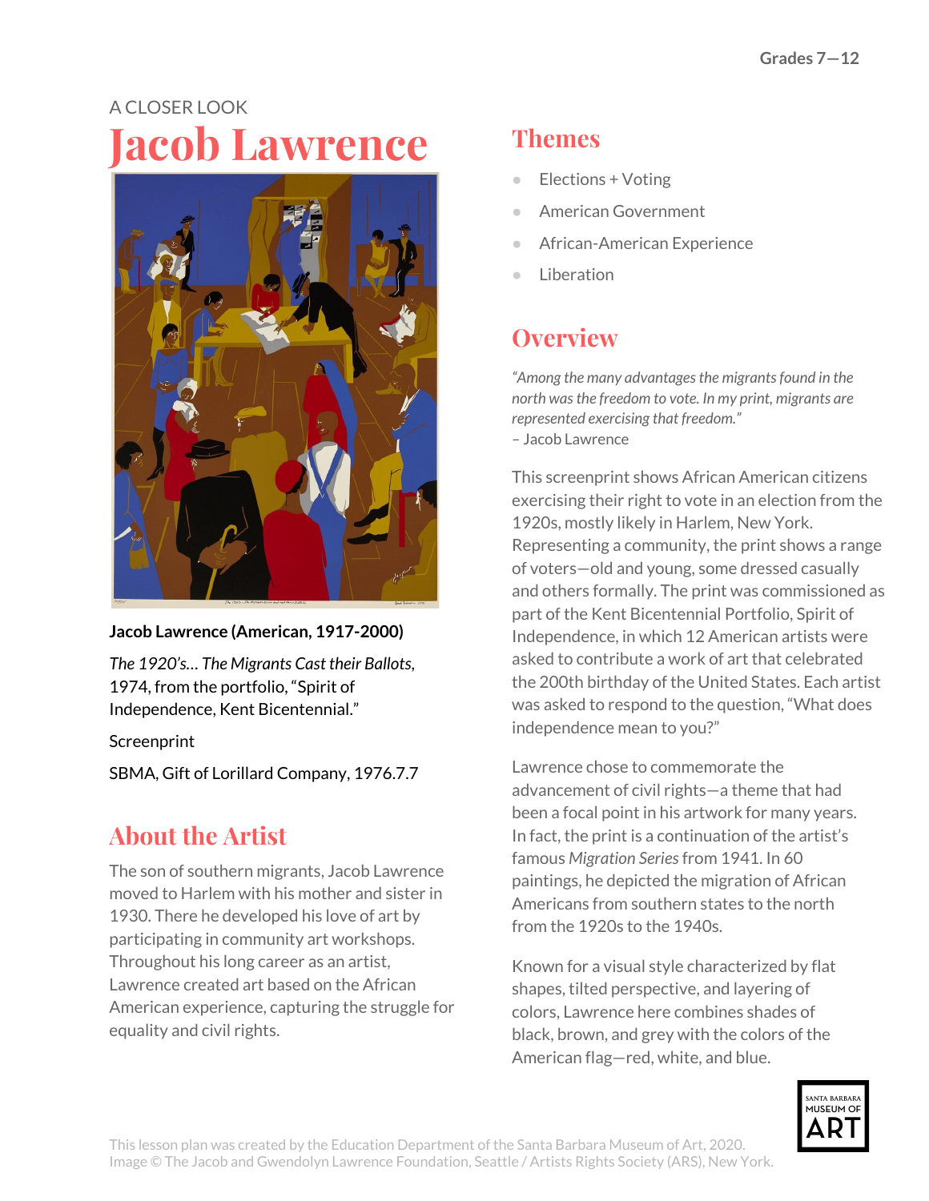Grades 7—12

A CLOSER LOOK

# Jacob Lawrence

**Jacob Lawrence (American, 1917-2000)**

*The 1920's… The Migrants Cast their Ballots*, 1974, from the portfolio, "Spirit of Independence, Kent Bicentennial."

Screenprint

SBMA, Gift of Lorillard Company, 1976.7.7

## About the Artist

The son of southern migrants, Jacob Lawrence moved to Harlem with his mother and sister in 1930. There he developed his love of art by participating in community art workshops. Throughout his long career as an artist, Lawrence created art based on the African American experience, capturing the struggle for equality and civil rights.

## Themes

- Elections + Voting
- American Government
- African-American Experience
- Liberation

## Overview

*"Among the many advantages the migrants found in the north was the freedom to vote. In my print, migrants are represented exercising that freedom."*
– Jacob Lawrence

This screenprint shows African American citizens exercising their right to vote in an election from the 1920s, mostly likely in Harlem, New York. Representing a community, the print shows a range of voters—old and young, some dressed casually and others formally. The print was commissioned as part of the Kent Bicentennial Portfolio, Spirit of Independence, in which 12 American artists were asked to contribute a work of art that celebrated the 200th birthday of the United States. Each artist was asked to respond to the question, "What does independence mean to you?"

Lawrence chose to commemorate the advancement of civil rights—a theme that had been a focal point in his artwork for many years. In fact, the print is a continuation of the artist's famous *Migration Series* from 1941. In 60 paintings, he depicted the migration of African Americans from southern states to the north from the 1920s to the 1940s.

Known for a visual style characterized by flat shapes, tilted perspective, and layering of colors, Lawrence here combines shades of black, brown, and grey with the colors of the American flag—red, white, and blue.

This lesson plan was created by the Education Department of the Santa Barbara Museum of Art, 2020.
Image © The Jacob and Gwendolyn Lawrence Foundation, Seattle / Artists Rights Society (ARS), New York.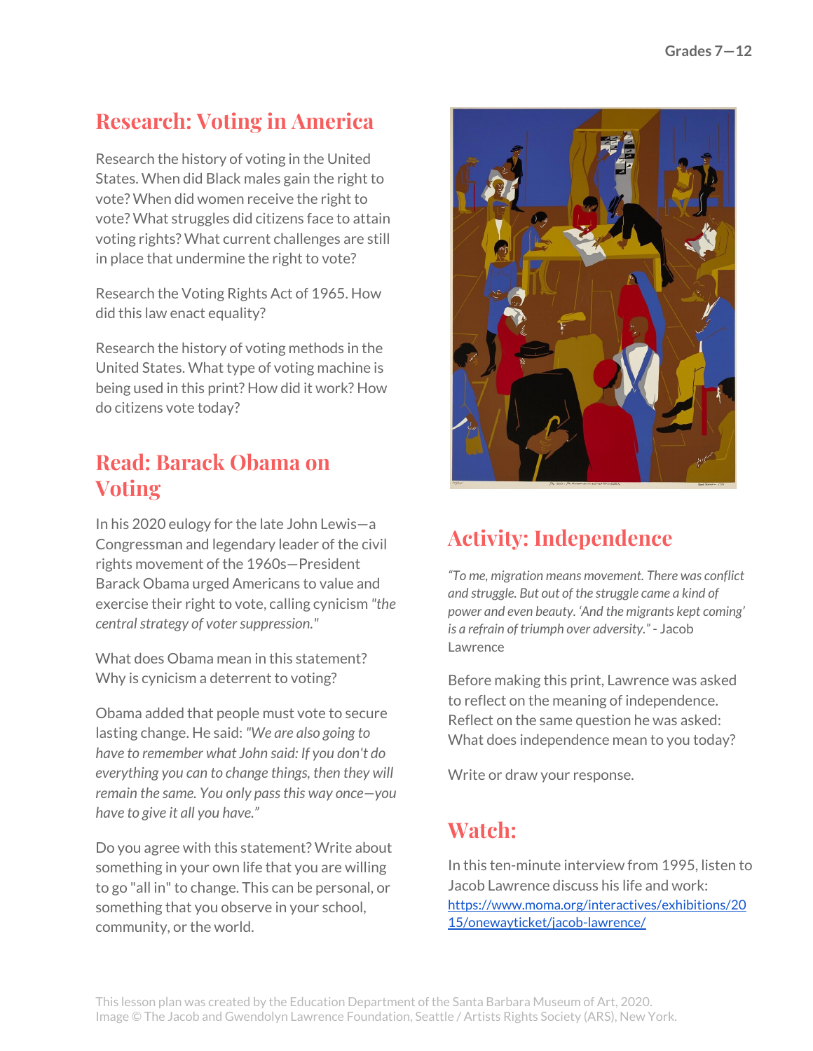## Research: Voting in America

Research the history of voting in the United States. When did Black males gain the right to vote? When did women receive the right to vote? What struggles did citizens face to attain voting rights? What current challenges are still in place that undermine the right to vote?

Research the Voting Rights Act of 1965. How did this law enact equality?

Research the history of voting methods in the United States. What type of voting machine is being used in this print? How did it work? How do citizens vote today?

## Read: Barack Obama on Voting

In his 2020 eulogy for the late John Lewis—a Congressman and legendary leader of the civil rights movement of the 1960s—President Barack Obama urged Americans to value and exercise their right to vote, calling cynicism *"the central strategy of voter suppression."*

What does Obama mean in this statement? Why is cynicism a deterrent to voting?

Obama added that people must vote to secure lasting change. He said: *"We are also going to have to remember what John said: If you don't do everything you can to change things, then they will remain the same. You only pass this way once—you have to give it all you have."*

Do you agree with this statement? Write about something in your own life that you are willing to go "all in" to change. This can be personal, or something that you observe in your school, community, or the world.

## Activity: Independence

*"To me, migration means movement. There was conflict and struggle. But out of the struggle came a kind of power and even beauty. 'And the migrants kept coming' is a refrain of triumph over adversity."* - Jacob Lawrence

Before making this print, Lawrence was asked to reflect on the meaning of independence. Reflect on the same question he was asked: What does independence mean to you today?

Write or draw your response.

## Watch:

In this ten-minute interview from 1995, listen to Jacob Lawrence discuss his life and work: https://www.moma.org/interactives/exhibitions/2015/onewayticket/jacob-lawrence/

This lesson plan was created by the Education Department of the Santa Barbara Museum of Art, 2020.
Image © The Jacob and Gwendolyn Lawrence Foundation, Seattle / Artists Rights Society (ARS), New York.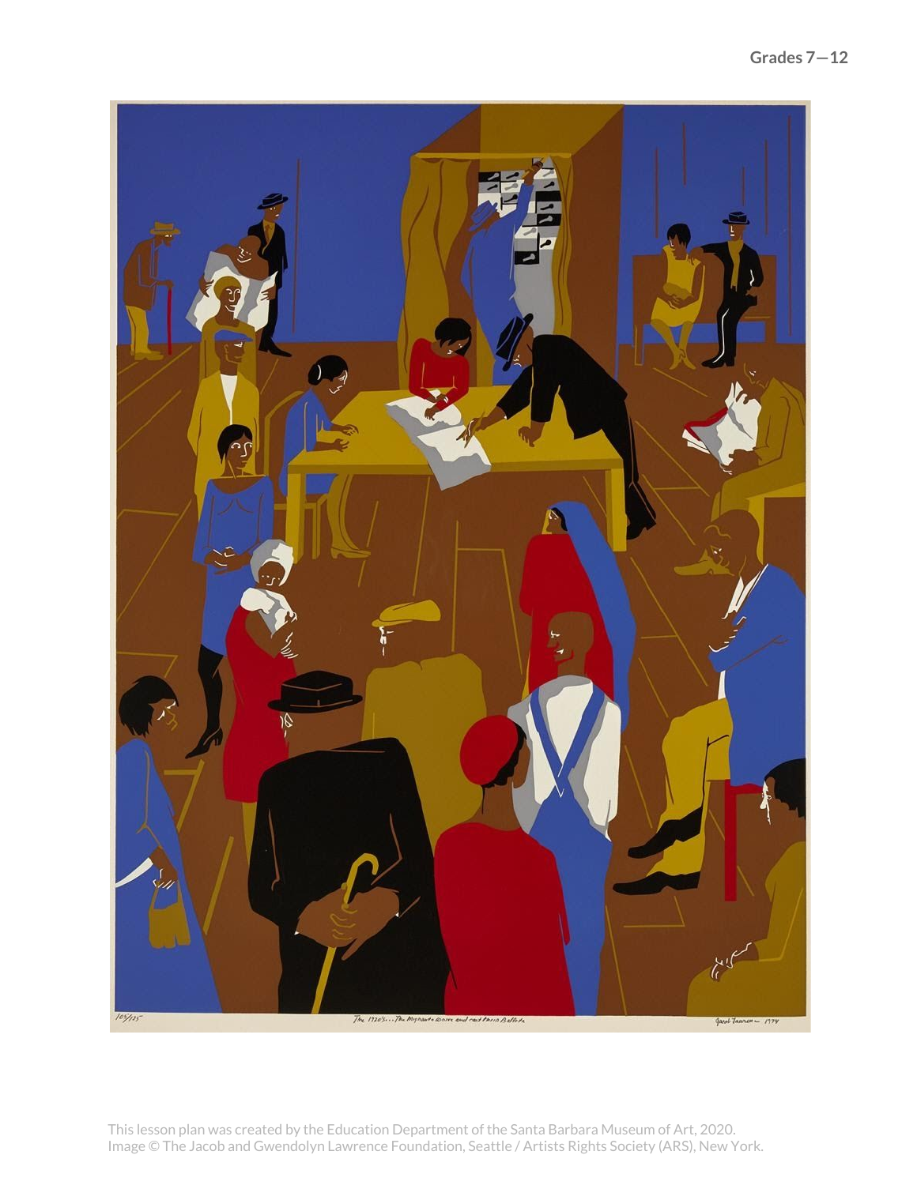This lesson plan was created by the Education Department of the Santa Barbara Museum of Art, 2020.
Image © The Jacob and Gwendolyn Lawrence Foundation, Seattle / Artists Rights Society (ARS), New York.